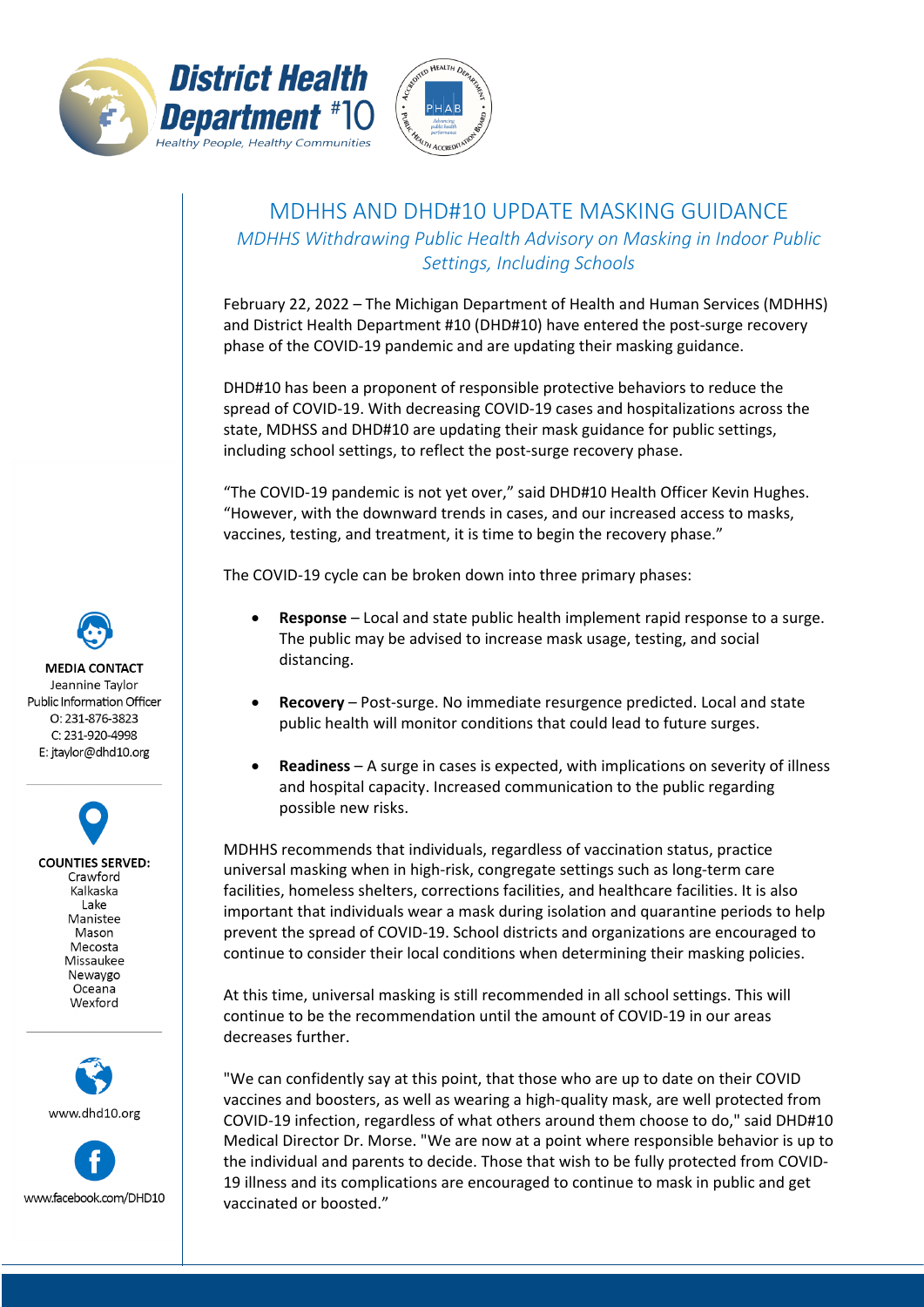District Health Department #10
Healthy People, Healthy Communities

# MDHHS AND DHD#10 UPDATE MASKING GUIDANCE

## *MDHHS Withdrawing Public Health Advisory on Masking in Indoor Public Settings, Including Schools*

February 22, 2022 – The Michigan Department of Health and Human Services (MDHHS) and District Health Department #10 (DHD#10) have entered the post-surge recovery phase of the COVID-19 pandemic and are updating their masking guidance.

DHD#10 has been a proponent of responsible protective behaviors to reduce the spread of COVID-19. With decreasing COVID-19 cases and hospitalizations across the state, MDHSS and DHD#10 are updating their mask guidance for public settings, including school settings, to reflect the post-surge recovery phase.

"The COVID-19 pandemic is not yet over," said DHD#10 Health Officer Kevin Hughes. "However, with the downward trends in cases, and our increased access to masks, vaccines, testing, and treatment, it is time to begin the recovery phase."

The COVID-19 cycle can be broken down into three primary phases:

- **Response** – Local and state public health implement rapid response to a surge. The public may be advised to increase mask usage, testing, and social distancing.
- **Recovery** – Post-surge. No immediate resurgence predicted. Local and state public health will monitor conditions that could lead to future surges.
- **Readiness** – A surge in cases is expected, with implications on severity of illness and hospital capacity. Increased communication to the public regarding possible new risks.

MDHHS recommends that individuals, regardless of vaccination status, practice universal masking when in high-risk, congregate settings such as long-term care facilities, homeless shelters, corrections facilities, and healthcare facilities. It is also important that individuals wear a mask during isolation and quarantine periods to help prevent the spread of COVID-19. School districts and organizations are encouraged to continue to consider their local conditions when determining their masking policies.

At this time, universal masking is still recommended in all school settings. This will continue to be the recommendation until the amount of COVID-19 in our areas decreases further.

"We can confidently say at this point, that those who are up to date on their COVID vaccines and boosters, as well as wearing a high-quality mask, are well protected from COVID-19 infection, regardless of what others around them choose to do," said DHD#10 Medical Director Dr. Morse. "We are now at a point where responsible behavior is up to the individual and parents to decide. Those that wish to be fully protected from COVID-19 illness and its complications are encouraged to continue to mask in public and get vaccinated or boosted."

**MEDIA CONTACT**
Jeannine Taylor
Public Information Officer
O: 231-876-3823
C: 231-920-4998
E: jtaylor@dhd10.org

**COUNTIES SERVED:**
Crawford
Kalkaska
Lake
Manistee
Mason
Mecosta
Missaukee
Newaygo
Oceana
Wexford

www.dhd10.org

www.facebook.com/DHD10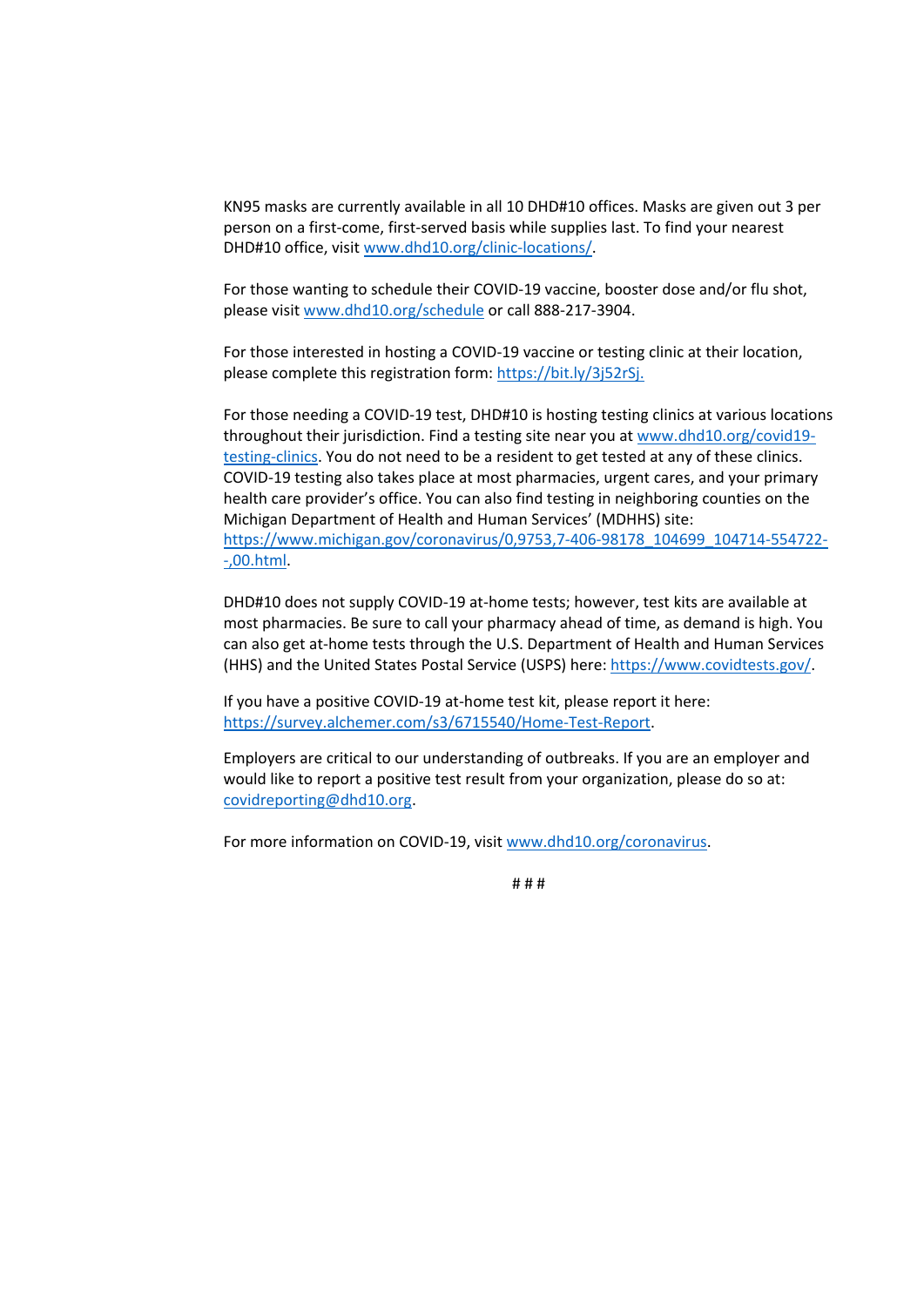KN95 masks are currently available in all 10 DHD#10 offices. Masks are given out 3 per person on a first-come, first-served basis while supplies last. To find your nearest DHD#10 office, visit www.dhd10.org/clinic-locations/.

For those wanting to schedule their COVID-19 vaccine, booster dose and/or flu shot, please visit www.dhd10.org/schedule or call 888-217-3904.

For those interested in hosting a COVID-19 vaccine or testing clinic at their location, please complete this registration form: https://bit.ly/3j52rSj.

For those needing a COVID-19 test, DHD#10 is hosting testing clinics at various locations throughout their jurisdiction. Find a testing site near you at www.dhd10.org/covid19-testing-clinics. You do not need to be a resident to get tested at any of these clinics. COVID-19 testing also takes place at most pharmacies, urgent cares, and your primary health care provider's office. You can also find testing in neighboring counties on the Michigan Department of Health and Human Services' (MDHHS) site: https://www.michigan.gov/coronavirus/0,9753,7-406-98178_104699_104714-554722--,00.html.

DHD#10 does not supply COVID-19 at-home tests; however, test kits are available at most pharmacies. Be sure to call your pharmacy ahead of time, as demand is high. You can also get at-home tests through the U.S. Department of Health and Human Services (HHS) and the United States Postal Service (USPS) here: https://www.covidtests.gov/.

If you have a positive COVID-19 at-home test kit, please report it here: https://survey.alchemer.com/s3/6715540/Home-Test-Report.

Employers are critical to our understanding of outbreaks. If you are an employer and would like to report a positive test result from your organization, please do so at: covidreporting@dhd10.org.

For more information on COVID-19, visit www.dhd10.org/coronavirus.

# # #